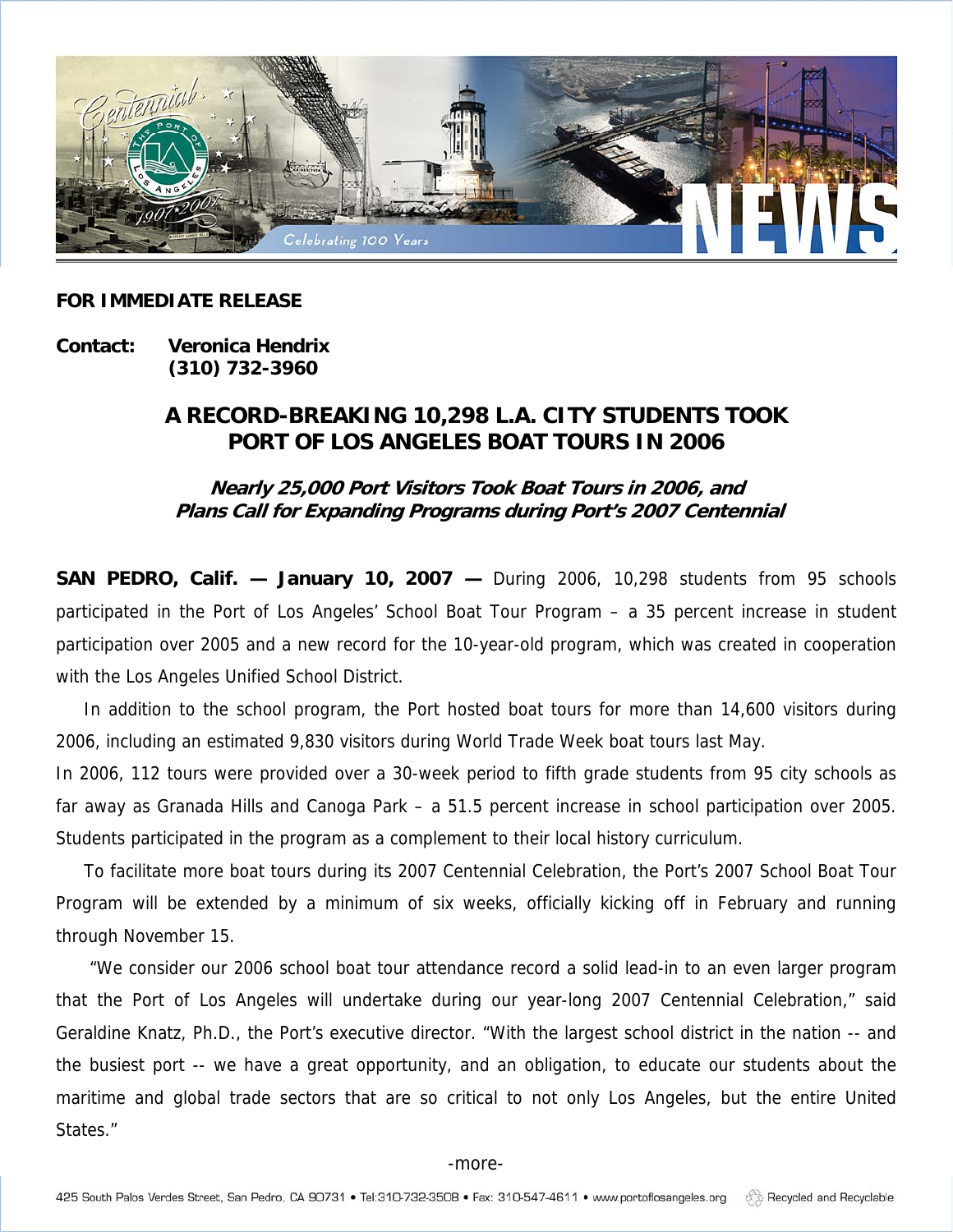**FOR IMMEDIATE RELEASE**

**Contact:** **Veronica Hendrix**
**(310) 732-3960**

# A RECORD-BREAKING 10,298 L.A. CITY STUDENTS TOOK PORT OF LOS ANGELES BOAT TOURS IN 2006

***Nearly 25,000 Port Visitors Took Boat Tours in 2006, and Plans Call for Expanding Programs during Port's 2007 Centennial***

**SAN PEDRO, Calif. — January 10, 2007 —** During 2006, 10,298 students from 95 schools participated in the Port of Los Angeles' School Boat Tour Program – a 35 percent increase in student participation over 2005 and a new record for the 10-year-old program, which was created in cooperation with the Los Angeles Unified School District.

In addition to the school program, the Port hosted boat tours for more than 14,600 visitors during 2006, including an estimated 9,830 visitors during World Trade Week boat tours last May.

In 2006, 112 tours were provided over a 30-week period to fifth grade students from 95 city schools as far away as Granada Hills and Canoga Park – a 51.5 percent increase in school participation over 2005. Students participated in the program as a complement to their local history curriculum.

To facilitate more boat tours during its 2007 Centennial Celebration, the Port's 2007 School Boat Tour Program will be extended by a minimum of six weeks, officially kicking off in February and running through November 15.

"We consider our 2006 school boat tour attendance record a solid lead-in to an even larger program that the Port of Los Angeles will undertake during our year-long 2007 Centennial Celebration," said Geraldine Knatz, Ph.D., the Port's executive director. "With the largest school district in the nation -- and the busiest port -- we have a great opportunity, and an obligation, to educate our students about the maritime and global trade sectors that are so critical to not only Los Angeles, but the entire United States."

-more-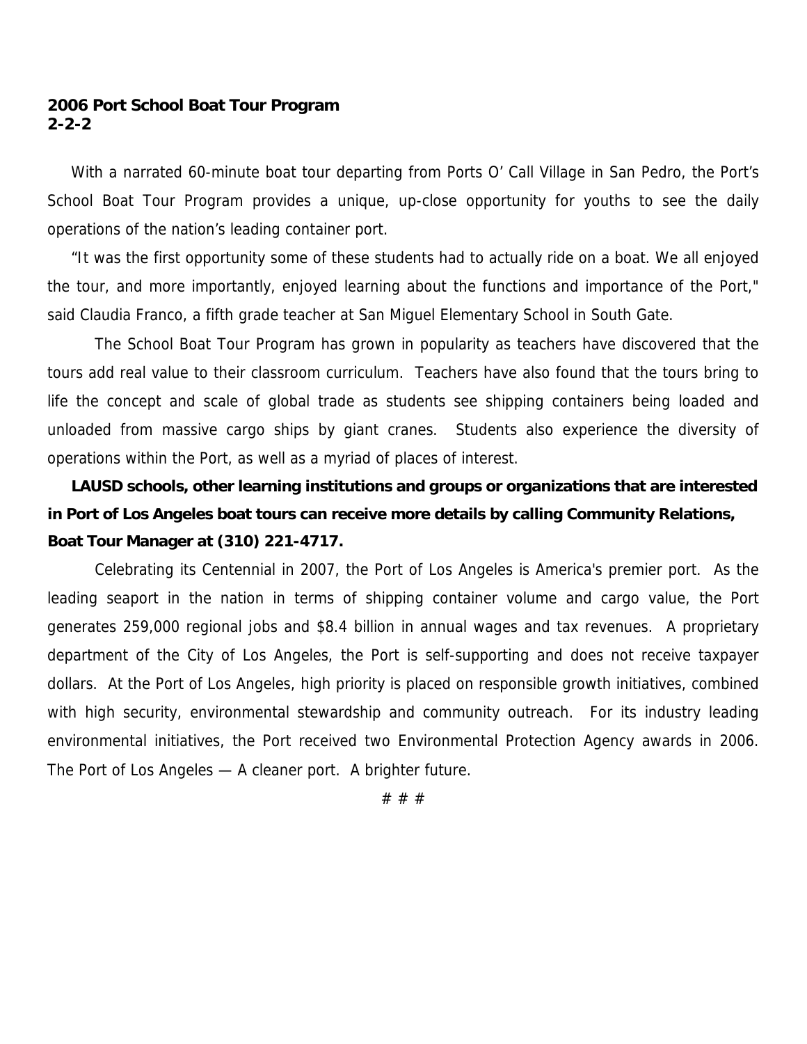**2006 Port School Boat Tour Program**
**2-2-2**

With a narrated 60-minute boat tour departing from Ports O' Call Village in San Pedro, the Port's School Boat Tour Program provides a unique, up-close opportunity for youths to see the daily operations of the nation's leading container port.

"It was the first opportunity some of these students had to actually ride on a boat. We all enjoyed the tour, and more importantly, enjoyed learning about the functions and importance of the Port," said Claudia Franco, a fifth grade teacher at San Miguel Elementary School in South Gate.

The School Boat Tour Program has grown in popularity as teachers have discovered that the tours add real value to their classroom curriculum. Teachers have also found that the tours bring to life the concept and scale of global trade as students see shipping containers being loaded and unloaded from massive cargo ships by giant cranes. Students also experience the diversity of operations within the Port, as well as a myriad of places of interest.

**LAUSD schools, other learning institutions and groups or organizations that are interested in Port of Los Angeles boat tours can receive more details by calling Community Relations, Boat Tour Manager at (310) 221-4717.**

Celebrating its Centennial in 2007, the Port of Los Angeles is America's premier port. As the leading seaport in the nation in terms of shipping container volume and cargo value, the Port generates 259,000 regional jobs and $8.4 billion in annual wages and tax revenues. A proprietary department of the City of Los Angeles, the Port is self-supporting and does not receive taxpayer dollars. At the Port of Los Angeles, high priority is placed on responsible growth initiatives, combined with high security, environmental stewardship and community outreach. For its industry leading environmental initiatives, the Port received two Environmental Protection Agency awards in 2006. The Port of Los Angeles — A cleaner port. A brighter future.

# # #